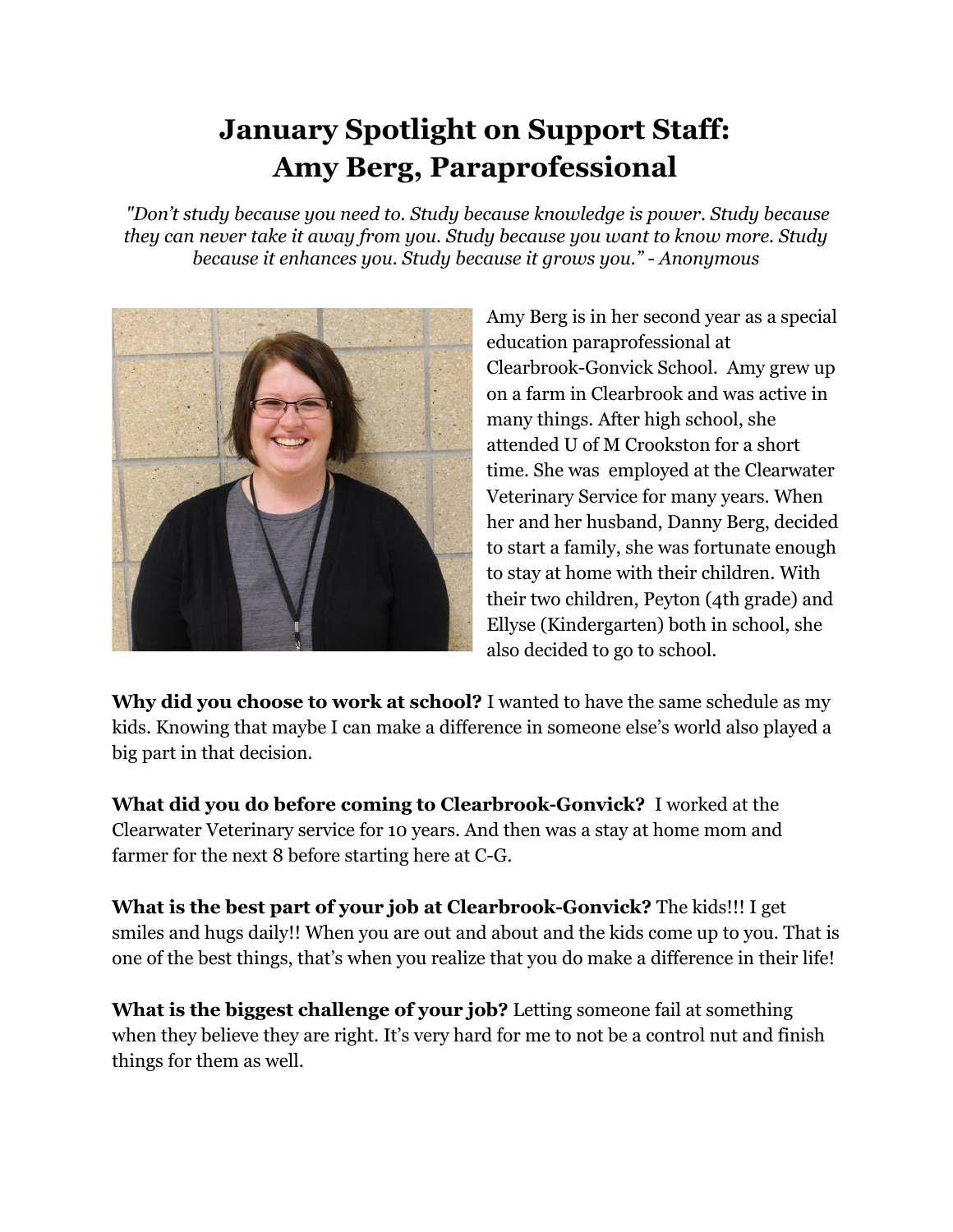# January Spotlight on Support Staff: Amy Berg, Paraprofessional

*"Don't study because you need to. Study because knowledge is power. Study because they can never take it away from you. Study because you want to know more. Study because it enhances you. Study because it grows you." - Anonymous*

Amy Berg is in her second year as a special education paraprofessional at Clearbrook-Gonvick School. Amy grew up on a farm in Clearbrook and was active in many things. After high school, she attended U of M Crookston for a short time. She was employed at the Clearwater Veterinary Service for many years. When her and her husband, Danny Berg, decided to start a family, she was fortunate enough to stay at home with their children. With their two children, Peyton (4th grade) and Ellyse (Kindergarten) both in school, she also decided to go to school.

**Why did you choose to work at school?** I wanted to have the same schedule as my kids. Knowing that maybe I can make a difference in someone else's world also played a big part in that decision.

**What did you do before coming to Clearbrook-Gonvick?** I worked at the Clearwater Veterinary service for 10 years. And then was a stay at home mom and farmer for the next 8 before starting here at C-G.

**What is the best part of your job at Clearbrook-Gonvick?** The kids!!! I get smiles and hugs daily!! When you are out and about and the kids come up to you. That is one of the best things, that's when you realize that you do make a difference in their life!

**What is the biggest challenge of your job?** Letting someone fail at something when they believe they are right. It's very hard for me to not be a control nut and finish things for them as well.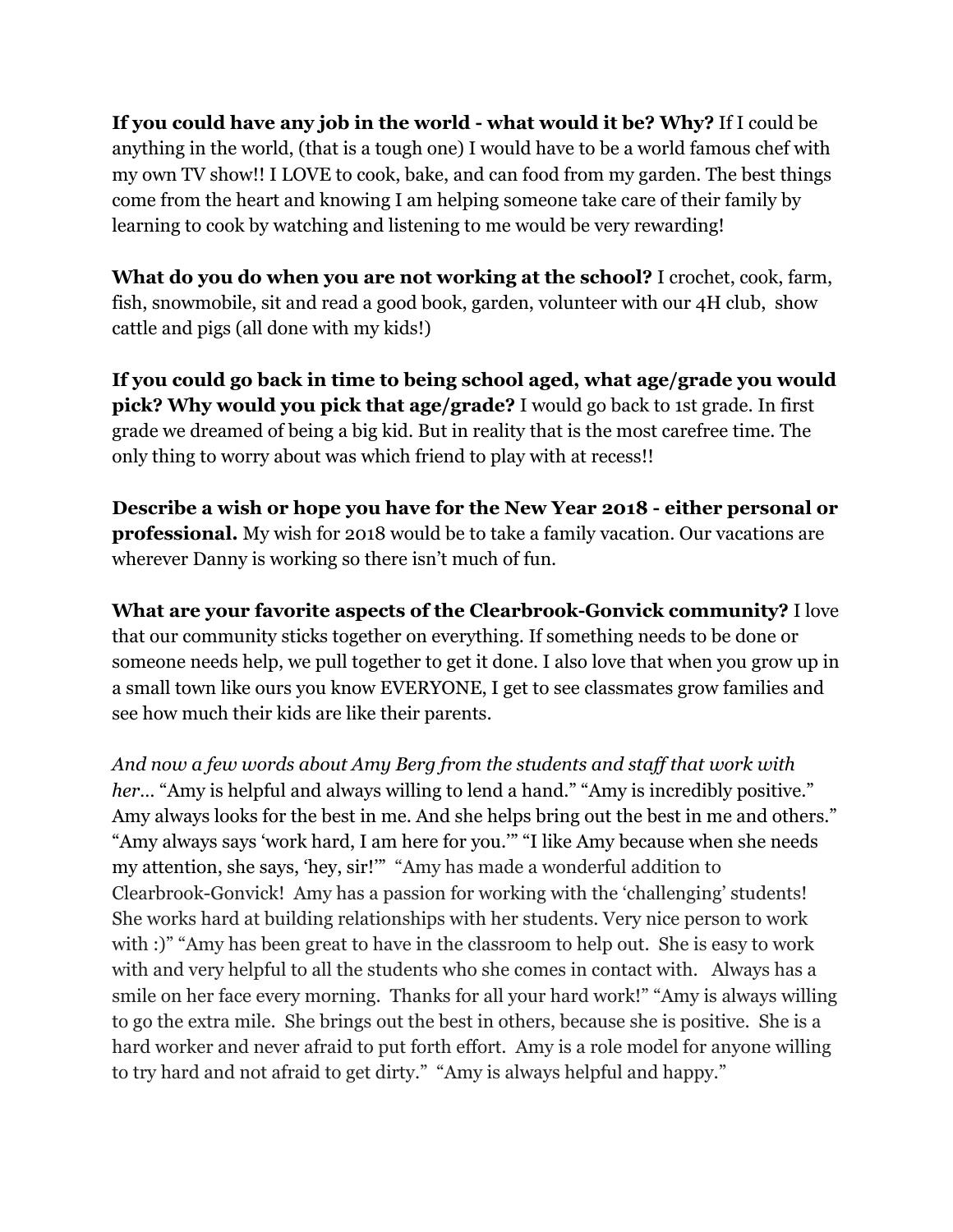**If you could have any job in the world - what would it be? Why?** If I could be anything in the world, (that is a tough one) I would have to be a world famous chef with my own TV show!! I LOVE to cook, bake, and can food from my garden. The best things come from the heart and knowing I am helping someone take care of their family by learning to cook by watching and listening to me would be very rewarding!

**What do you do when you are not working at the school?** I crochet, cook, farm, fish, snowmobile, sit and read a good book, garden, volunteer with our 4H club, show cattle and pigs (all done with my kids!)

**If you could go back in time to being school aged, what age/grade you would pick? Why would you pick that age/grade?** I would go back to 1st grade. In first grade we dreamed of being a big kid. But in reality that is the most carefree time. The only thing to worry about was which friend to play with at recess!!

**Describe a wish or hope you have for the New Year 2018 - either personal or professional.** My wish for 2018 would be to take a family vacation. Our vacations are wherever Danny is working so there isn't much of fun.

**What are your favorite aspects of the Clearbrook-Gonvick community?** I love that our community sticks together on everything. If something needs to be done or someone needs help, we pull together to get it done. I also love that when you grow up in a small town like ours you know EVERYONE, I get to see classmates grow families and see how much their kids are like their parents.

*And now a few words about Amy Berg from the students and staff that work with her…* "Amy is helpful and always willing to lend a hand." "Amy is incredibly positive." Amy always looks for the best in me. And she helps bring out the best in me and others." "Amy always says 'work hard, I am here for you.'" "I like Amy because when she needs my attention, she says, 'hey, sir!'" "Amy has made a wonderful addition to Clearbrook-Gonvick! Amy has a passion for working with the 'challenging' students! She works hard at building relationships with her students. Very nice person to work with :)" "Amy has been great to have in the classroom to help out. She is easy to work with and very helpful to all the students who she comes in contact with. Always has a smile on her face every morning. Thanks for all your hard work!" "Amy is always willing to go the extra mile. She brings out the best in others, because she is positive. She is a hard worker and never afraid to put forth effort. Amy is a role model for anyone willing to try hard and not afraid to get dirty." "Amy is always helpful and happy."